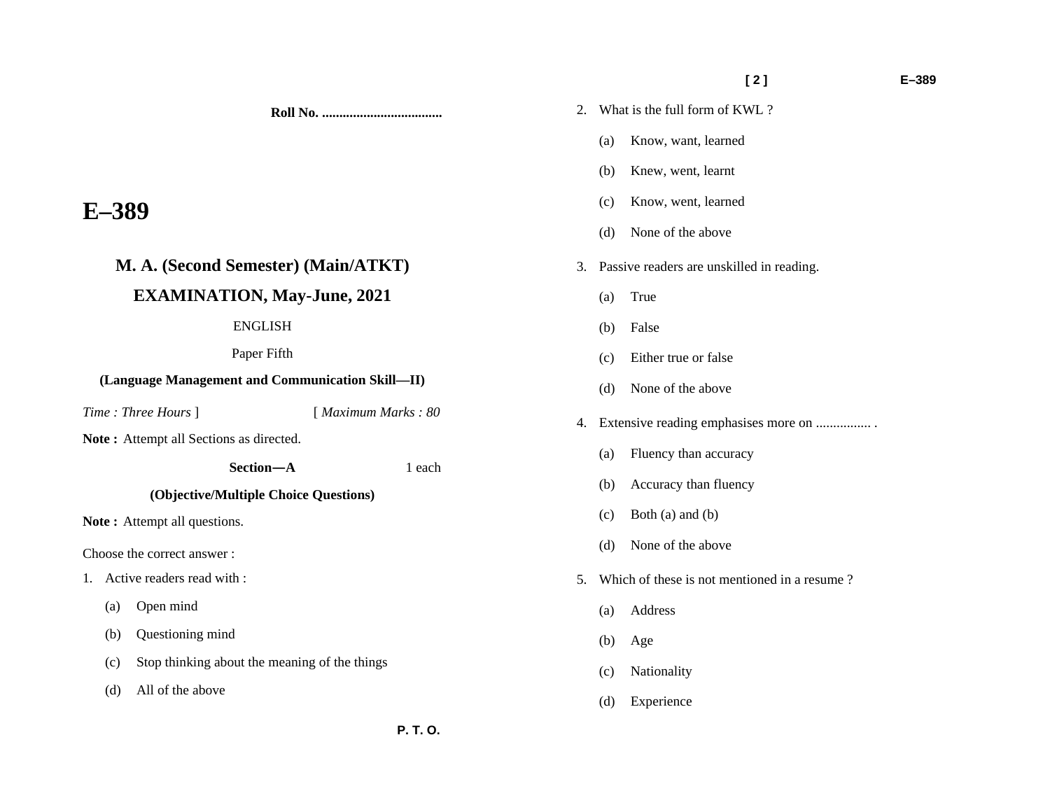Roll No. ..................................

# E–389

## M. A. (Second Semester) (Main/ATKT)

## EXAMINATION, May-June, 2021

ENGLISH

Paper Fifth

**(Language Management and Communication Skill—II)**

*Time : Three Hours* ] [ *Maximum Marks : 80*

**Note :** Attempt all Sections as directed.

**Section—A** 1 each

**(Objective/Multiple Choice Questions)**

**Note :** Attempt all questions.

Choose the correct answer :

1. Active readers read with :
   - (a) Open mind
   - (b) Questioning mind
   - (c) Stop thinking about the meaning of the things
   - (d) All of the above

2. What is the full form of KWL ?
   - (a) Know, want, learned
   - (b) Knew, went, learnt
   - (c) Know, went, learned
   - (d) None of the above

3. Passive readers are unskilled in reading.
   - (a) True
   - (b) False
   - (c) Either true or false
   - (d) None of the above

4. Extensive reading emphasises more on ................ .
   - (a) Fluency than accuracy
   - (b) Accuracy than fluency
   - (c) Both (a) and (b)
   - (d) None of the above

5. Which of these is not mentioned in a resume ?
   - (a) Address
   - (b) Age
   - (c) Nationality
   - (d) Experience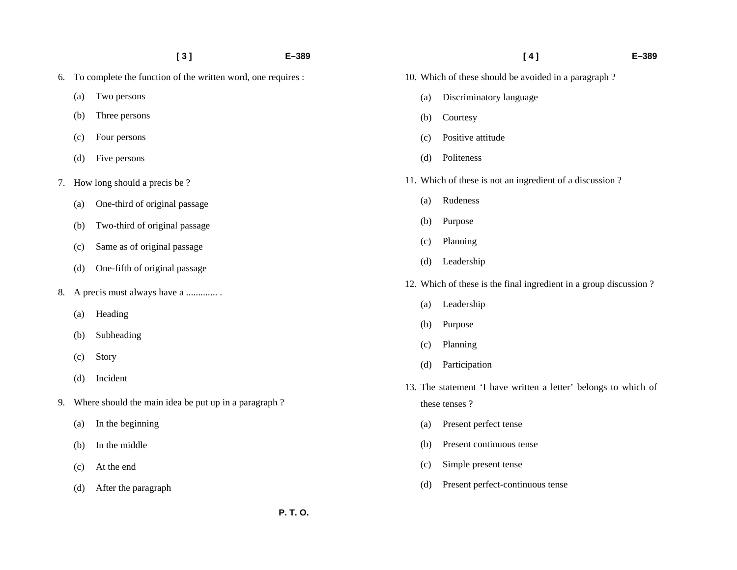6. To complete the function of the written word, one requires :

   (a) Two persons

   (b) Three persons

   (c) Four persons

   (d) Five persons

7. How long should a precis be ?

   (a) One-third of original passage

   (b) Two-third of original passage

   (c) Same as of original passage

   (d) One-fifth of original passage

8. A precis must always have a ............. .

   (a) Heading

   (b) Subheading

   (c) Story

   (d) Incident

9. Where should the main idea be put up in a paragraph ?

   (a) In the beginning

   (b) In the middle

   (c) At the end

   (d) After the paragraph

10. Which of these should be avoided in a paragraph ?

    (a) Discriminatory language

    (b) Courtesy

    (c) Positive attitude

    (d) Politeness

11. Which of these is not an ingredient of a discussion ?

    (a) Rudeness

    (b) Purpose

    (c) Planning

    (d) Leadership

12. Which of these is the final ingredient in a group discussion ?

    (a) Leadership

    (b) Purpose

    (c) Planning

    (d) Participation

13. The statement 'I have written a letter' belongs to which of these tenses ?

    (a) Present perfect tense

    (b) Present continuous tense

    (c) Simple present tense

    (d) Present perfect-continuous tense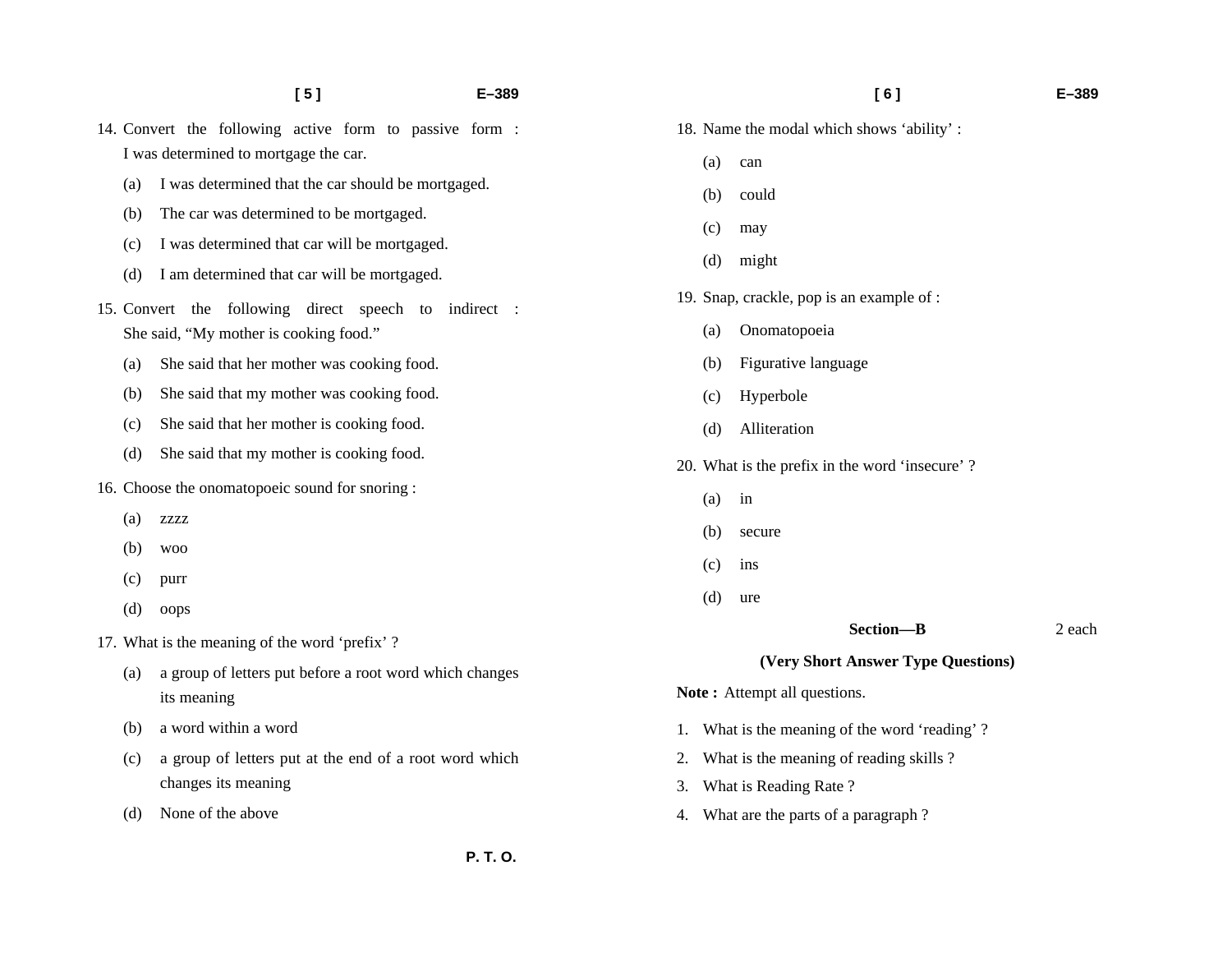14. Convert the following active form to passive form : I was determined to mortgage the car.

    (a) I was determined that the car should be mortgaged.

    (b) The car was determined to be mortgaged.

    (c) I was determined that car will be mortgaged.

    (d) I am determined that car will be mortgaged.

15. Convert the following direct speech to indirect : She said, "My mother is cooking food."

    (a) She said that her mother was cooking food.

    (b) She said that my mother was cooking food.

    (c) She said that her mother is cooking food.

    (d) She said that my mother is cooking food.

16. Choose the onomatopoeic sound for snoring :

    (a) zzzz

    (b) woo

    (c) purr

    (d) oops

17. What is the meaning of the word 'prefix' ?

    (a) a group of letters put before a root word which changes its meaning

    (b) a word within a word

    (c) a group of letters put at the end of a root word which changes its meaning

    (d) None of the above

18. Name the modal which shows 'ability' :

    (a) can

    (b) could

    (c) may

    (d) might

19. Snap, crackle, pop is an example of :

    (a) Onomatopoeia

    (b) Figurative language

    (c) Hyperbole

    (d) Alliteration

20. What is the prefix in the word 'insecure' ?

    (a) in

    (b) secure

    (c) ins

    (d) ure

## Section—B (2 each)

### (Very Short Answer Type Questions)

**Note :** Attempt all questions.

1. What is the meaning of the word 'reading' ?
2. What is the meaning of reading skills ?
3. What is Reading Rate ?
4. What are the parts of a paragraph ?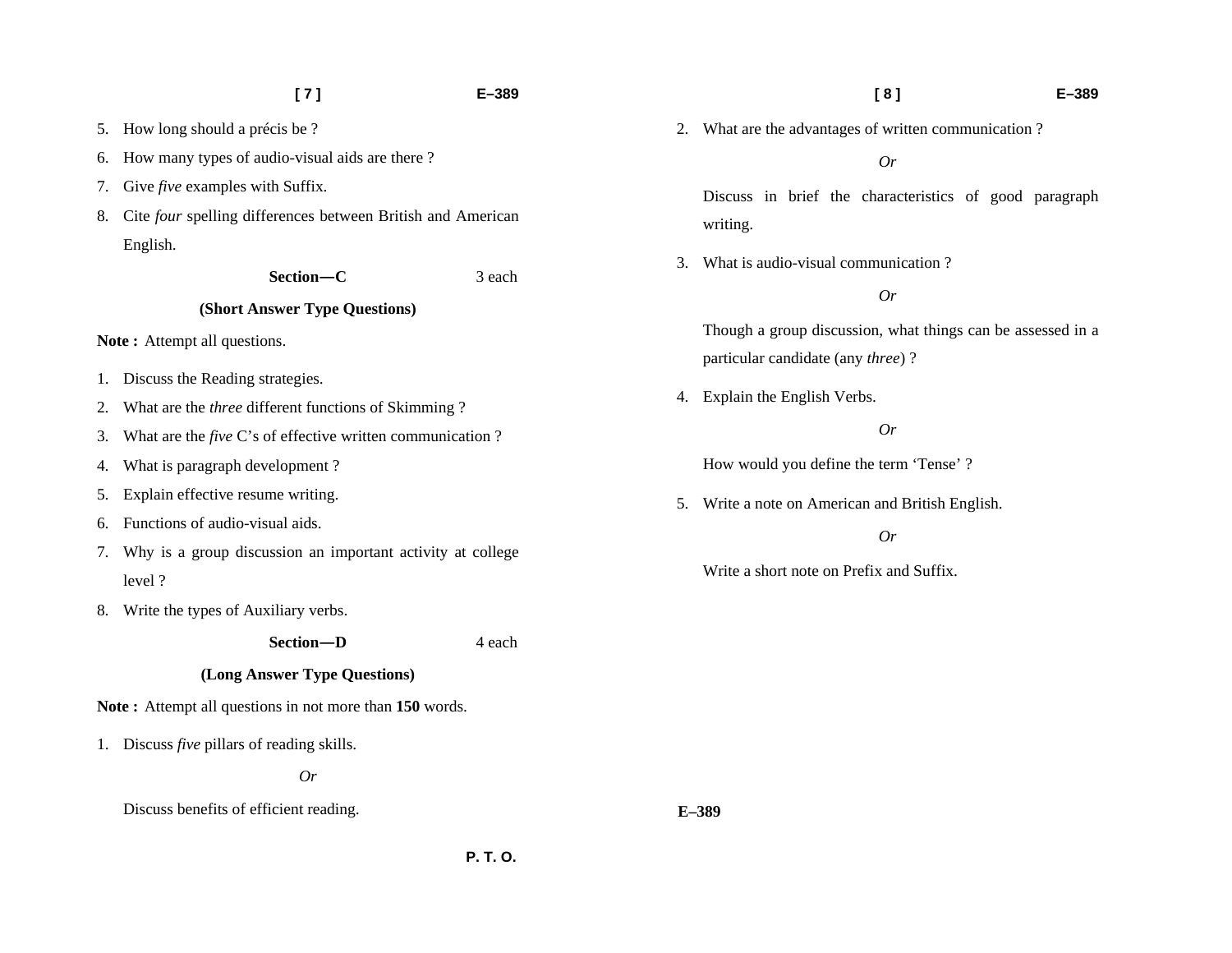5. How long should a précis be ?
6. How many types of audio-visual aids are there ?
7. Give *five* examples with Suffix.
8. Cite *four* spelling differences between British and American English.

**Section—C** 3 each

**(Short Answer Type Questions)**

**Note :** Attempt all questions.

1. Discuss the Reading strategies.
2. What are the *three* different functions of Skimming ?
3. What are the *five* C's of effective written communication ?
4. What is paragraph development ?
5. Explain effective resume writing.
6. Functions of audio-visual aids.
7. Why is a group discussion an important activity at college level ?
8. Write the types of Auxiliary verbs.

**Section—D** 4 each

**(Long Answer Type Questions)**

**Note :** Attempt all questions in not more than **150** words.

1. Discuss *five* pillars of reading skills.

   *Or*

   Discuss benefits of efficient reading.

2. What are the advantages of written communication ?

   *Or*

   Discuss in brief the characteristics of good paragraph writing.

3. What is audio-visual communication ?

   *Or*

   Though a group discussion, what things can be assessed in a particular candidate (any *three*) ?

4. Explain the English Verbs.

   *Or*

   How would you define the term 'Tense' ?

5. Write a note on American and British English.

   *Or*

   Write a short note on Prefix and Suffix.